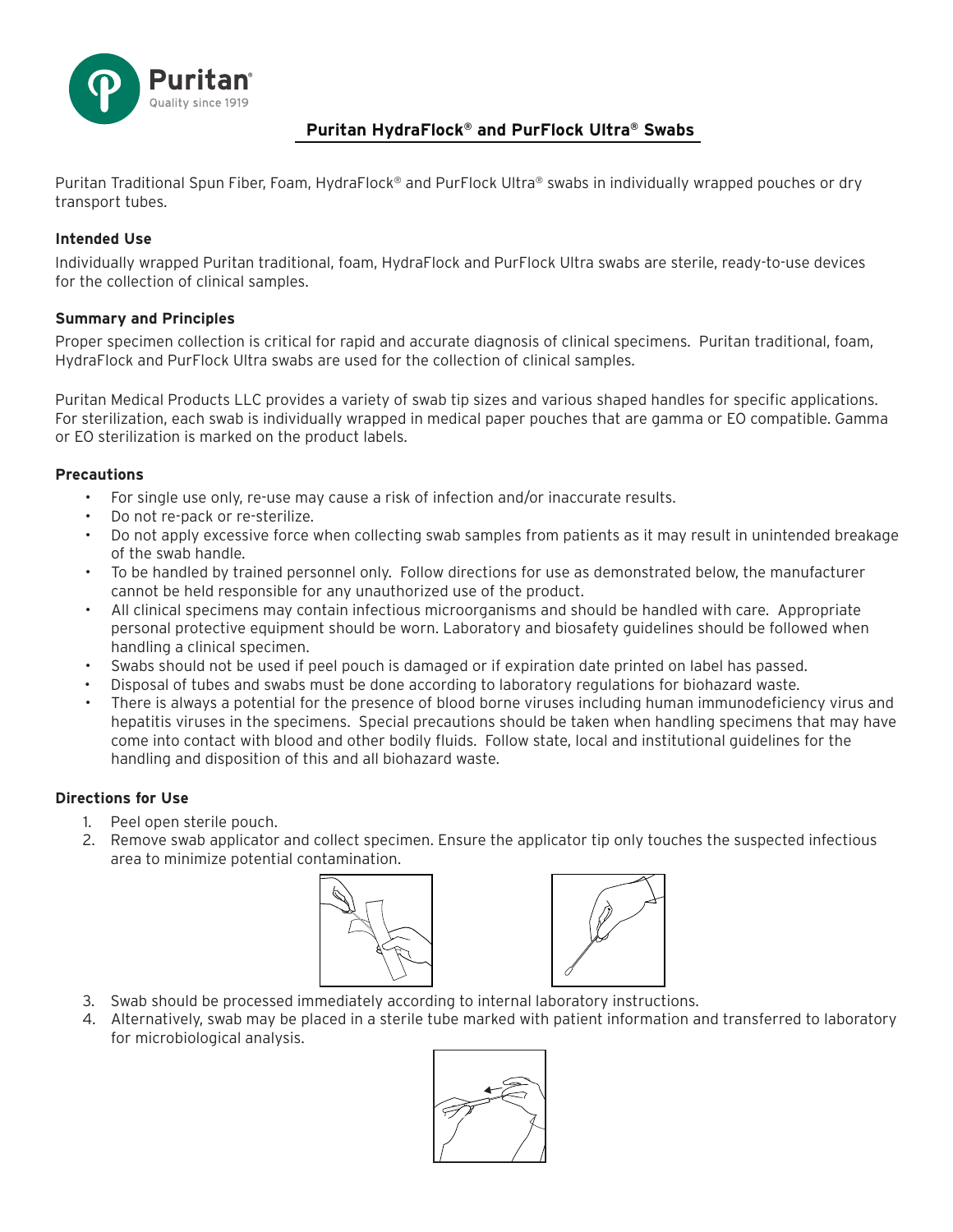Puritan
Quality since 1919

# Puritan HydraFlock® and PurFlock Ultra® Swabs

Puritan Traditional Spun Fiber, Foam, HydraFlock® and PurFlock Ultra® swabs in individually wrapped pouches or dry transport tubes.

### Intended Use

Individually wrapped Puritan traditional, foam, HydraFlock and PurFlock Ultra swabs are sterile, ready-to-use devices for the collection of clinical samples.

### Summary and Principles

Proper specimen collection is critical for rapid and accurate diagnosis of clinical specimens. Puritan traditional, foam, HydraFlock and PurFlock Ultra swabs are used for the collection of clinical samples.

Puritan Medical Products LLC provides a variety of swab tip sizes and various shaped handles for specific applications. For sterilization, each swab is individually wrapped in medical paper pouches that are gamma or EO compatible. Gamma or EO sterilization is marked on the product labels.

### Precautions

- For single use only, re-use may cause a risk of infection and/or inaccurate results.
- Do not re-pack or re-sterilize.
- Do not apply excessive force when collecting swab samples from patients as it may result in unintended breakage of the swab handle.
- To be handled by trained personnel only. Follow directions for use as demonstrated below, the manufacturer cannot be held responsible for any unauthorized use of the product.
- All clinical specimens may contain infectious microorganisms and should be handled with care. Appropriate personal protective equipment should be worn. Laboratory and biosafety guidelines should be followed when handling a clinical specimen.
- Swabs should not be used if peel pouch is damaged or if expiration date printed on label has passed.
- Disposal of tubes and swabs must be done according to laboratory regulations for biohazard waste.
- There is always a potential for the presence of blood borne viruses including human immunodeficiency virus and hepatitis viruses in the specimens. Special precautions should be taken when handling specimens that may have come into contact with blood and other bodily fluids. Follow state, local and institutional guidelines for the handling and disposition of this and all biohazard waste.

### Directions for Use

1. Peel open sterile pouch.
2. Remove swab applicator and collect specimen. Ensure the applicator tip only touches the suspected infectious area to minimize potential contamination.
3. Swab should be processed immediately according to internal laboratory instructions.
4. Alternatively, swab may be placed in a sterile tube marked with patient information and transferred to laboratory for microbiological analysis.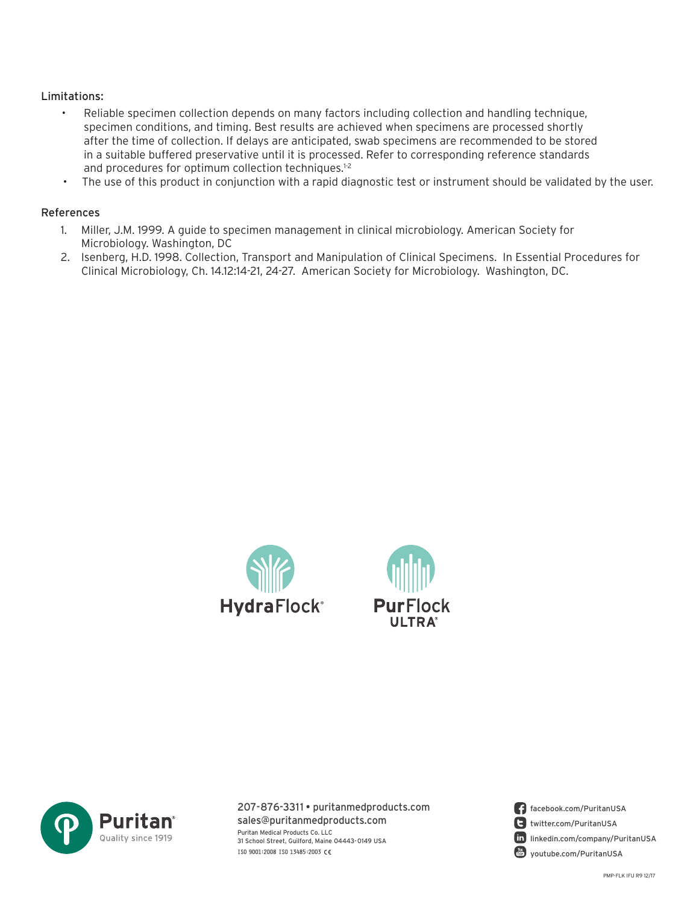## Limitations:

- Reliable specimen collection depends on many factors including collection and handling technique, specimen conditions, and timing. Best results are achieved when specimens are processed shortly after the time of collection. If delays are anticipated, swab specimens are recommended to be stored in a suitable buffered preservative until it is processed. Refer to corresponding reference standards and procedures for optimum collection techniques.[1-2]
- The use of this product in conjunction with a rapid diagnostic test or instrument should be validated by the user.

## References

1. Miller, J.M. 1999. A guide to specimen management in clinical microbiology. American Society for Microbiology. Washington, DC
2. Isenberg, H.D. 1998. Collection, Transport and Manipulation of Clinical Specimens. In Essential Procedures for Clinical Microbiology, Ch. 14.12:14-21, 24-27. American Society for Microbiology. Washington, DC.

HydraFlock®

PurFlock ULTRA®

Puritan® Quality since 1919

207-876-3311 • puritanmedproducts.com
sales@puritanmedproducts.com
Puritan Medical Products Co. LLC
31 School Street, Guilford, Maine 04443-0149 USA
ISO 9001:2008 ISO 13485:2003 CE

facebook.com/PuritanUSA
twitter.com/PuritanUSA
linkedin.com/company/PuritanUSA
youtube.com/PuritanUSA

PMP-FLK IFU R9 12/17